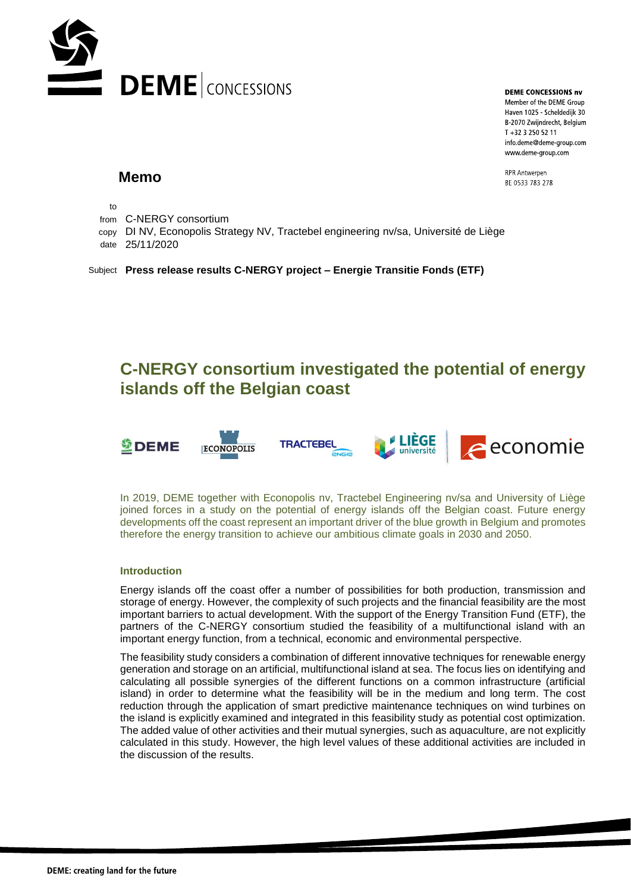**DEME CONCESSIONS nv**
Member of the DEME Group
Haven 1025 - Scheldedijk 30
B-2070 Zwijndrecht, Belgium
T +32 3 250 52 11
info.deme@deme-group.com
www.deme-group.com

RPR Antwerpen
BE 0533 783 278

# Memo

to
from C-NERGY consortium
copy DI NV, Econopolis Strategy NV, Tractebel engineering nv/sa, Université de Liège
date 25/11/2020

Subject **Press release results C-NERGY project – Energie Transitie Fonds (ETF)**

## C-NERGY consortium investigated the potential of energy islands off the Belgian coast

In 2019, DEME together with Econopolis nv, Tractebel Engineering nv/sa and University of Liège joined forces in a study on the potential of energy islands off the Belgian coast. Future energy developments off the coast represent an important driver of the blue growth in Belgium and promotes therefore the energy transition to achieve our ambitious climate goals in 2030 and 2050.

### Introduction

Energy islands off the coast offer a number of possibilities for both production, transmission and storage of energy. However, the complexity of such projects and the financial feasibility are the most important barriers to actual development. With the support of the Energy Transition Fund (ETF), the partners of the C-NERGY consortium studied the feasibility of a multifunctional island with an important energy function, from a technical, economic and environmental perspective.

The feasibility study considers a combination of different innovative techniques for renewable energy generation and storage on an artificial, multifunctional island at sea. The focus lies on identifying and calculating all possible synergies of the different functions on a common infrastructure (artificial island) in order to determine what the feasibility will be in the medium and long term. The cost reduction through the application of smart predictive maintenance techniques on wind turbines on the island is explicitly examined and integrated in this feasibility study as potential cost optimization. The added value of other activities and their mutual synergies, such as aquaculture, are not explicitly calculated in this study. However, the high level values of these additional activities are included in the discussion of the results.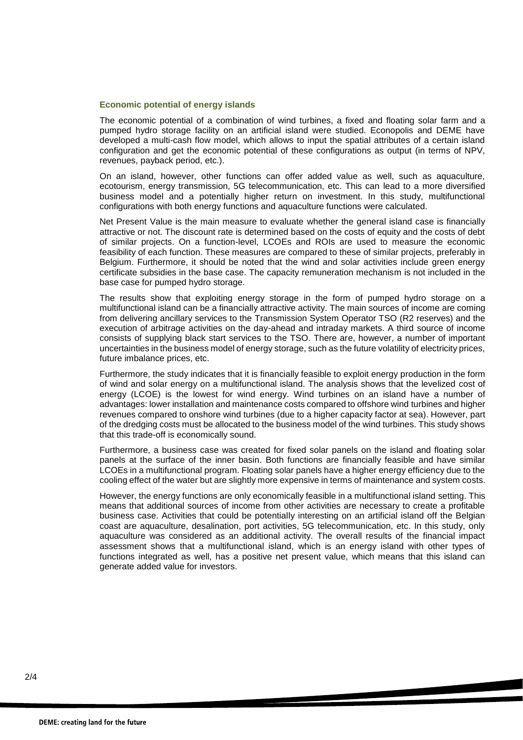## Economic potential of energy islands

The economic potential of a combination of wind turbines, a fixed and floating solar farm and a pumped hydro storage facility on an artificial island were studied. Econopolis and DEME have developed a multi-cash flow model, which allows to input the spatial attributes of a certain island configuration and get the economic potential of these configurations as output (in terms of NPV, revenues, payback period, etc.).

On an island, however, other functions can offer added value as well, such as aquaculture, ecotourism, energy transmission, 5G telecommunication, etc. This can lead to a more diversified business model and a potentially higher return on investment. In this study, multifunctional configurations with both energy functions and aquaculture functions were calculated.

Net Present Value is the main measure to evaluate whether the general island case is financially attractive or not. The discount rate is determined based on the costs of equity and the costs of debt of similar projects. On a function-level, LCOEs and ROIs are used to measure the economic feasibility of each function. These measures are compared to these of similar projects, preferably in Belgium. Furthermore, it should be noted that the wind and solar activities include green energy certificate subsidies in the base case. The capacity remuneration mechanism is not included in the base case for pumped hydro storage.

The results show that exploiting energy storage in the form of pumped hydro storage on a multifunctional island can be a financially attractive activity. The main sources of income are coming from delivering ancillary services to the Transmission System Operator TSO (R2 reserves) and the execution of arbitrage activities on the day-ahead and intraday markets. A third source of income consists of supplying black start services to the TSO. There are, however, a number of important uncertainties in the business model of energy storage, such as the future volatility of electricity prices, future imbalance prices, etc.

Furthermore, the study indicates that it is financially feasible to exploit energy production in the form of wind and solar energy on a multifunctional island. The analysis shows that the levelized cost of energy (LCOE) is the lowest for wind energy. Wind turbines on an island have a number of advantages: lower installation and maintenance costs compared to offshore wind turbines and higher revenues compared to onshore wind turbines (due to a higher capacity factor at sea). However, part of the dredging costs must be allocated to the business model of the wind turbines. This study shows that this trade-off is economically sound.

Furthermore, a business case was created for fixed solar panels on the island and floating solar panels at the surface of the inner basin. Both functions are financially feasible and have similar LCOEs in a multifunctional program. Floating solar panels have a higher energy efficiency due to the cooling effect of the water but are slightly more expensive in terms of maintenance and system costs.

However, the energy functions are only economically feasible in a multifunctional island setting. This means that additional sources of income from other activities are necessary to create a profitable business case. Activities that could be potentially interesting on an artificial island off the Belgian coast are aquaculture, desalination, port activities, 5G telecommunication, etc. In this study, only aquaculture was considered as an additional activity. The overall results of the financial impact assessment shows that a multifunctional island, which is an energy island with other types of functions integrated as well, has a positive net present value, which means that this island can generate added value for investors.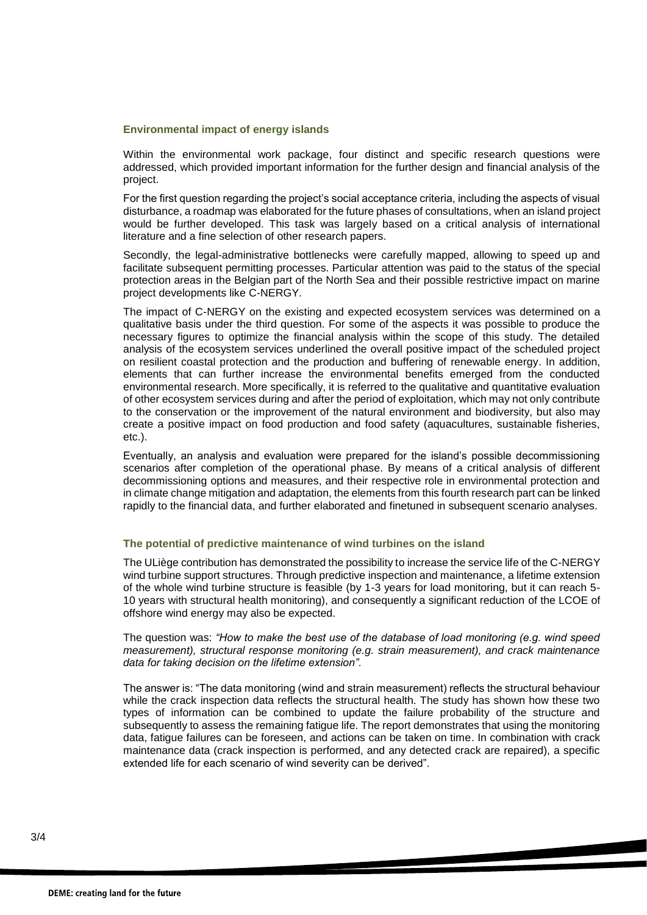### Environmental impact of energy islands

Within the environmental work package, four distinct and specific research questions were addressed, which provided important information for the further design and financial analysis of the project.

For the first question regarding the project's social acceptance criteria, including the aspects of visual disturbance, a roadmap was elaborated for the future phases of consultations, when an island project would be further developed. This task was largely based on a critical analysis of international literature and a fine selection of other research papers.

Secondly, the legal-administrative bottlenecks were carefully mapped, allowing to speed up and facilitate subsequent permitting processes. Particular attention was paid to the status of the special protection areas in the Belgian part of the North Sea and their possible restrictive impact on marine project developments like C-NERGY.

The impact of C-NERGY on the existing and expected ecosystem services was determined on a qualitative basis under the third question. For some of the aspects it was possible to produce the necessary figures to optimize the financial analysis within the scope of this study. The detailed analysis of the ecosystem services underlined the overall positive impact of the scheduled project on resilient coastal protection and the production and buffering of renewable energy. In addition, elements that can further increase the environmental benefits emerged from the conducted environmental research. More specifically, it is referred to the qualitative and quantitative evaluation of other ecosystem services during and after the period of exploitation, which may not only contribute to the conservation or the improvement of the natural environment and biodiversity, but also may create a positive impact on food production and food safety (aquacultures, sustainable fisheries, etc.).

Eventually, an analysis and evaluation were prepared for the island's possible decommissioning scenarios after completion of the operational phase. By means of a critical analysis of different decommissioning options and measures, and their respective role in environmental protection and in climate change mitigation and adaptation, the elements from this fourth research part can be linked rapidly to the financial data, and further elaborated and finetuned in subsequent scenario analyses.

### The potential of predictive maintenance of wind turbines on the island

The ULiège contribution has demonstrated the possibility to increase the service life of the C-NERGY wind turbine support structures. Through predictive inspection and maintenance, a lifetime extension of the whole wind turbine structure is feasible (by 1-3 years for load monitoring, but it can reach 5-10 years with structural health monitoring), and consequently a significant reduction of the LCOE of offshore wind energy may also be expected.

The question was: *"How to make the best use of the database of load monitoring (e.g. wind speed measurement), structural response monitoring (e.g. strain measurement), and crack maintenance data for taking decision on the lifetime extension".*

The answer is: "The data monitoring (wind and strain measurement) reflects the structural behaviour while the crack inspection data reflects the structural health. The study has shown how these two types of information can be combined to update the failure probability of the structure and subsequently to assess the remaining fatigue life. The report demonstrates that using the monitoring data, fatigue failures can be foreseen, and actions can be taken on time. In combination with crack maintenance data (crack inspection is performed, and any detected crack are repaired), a specific extended life for each scenario of wind severity can be derived".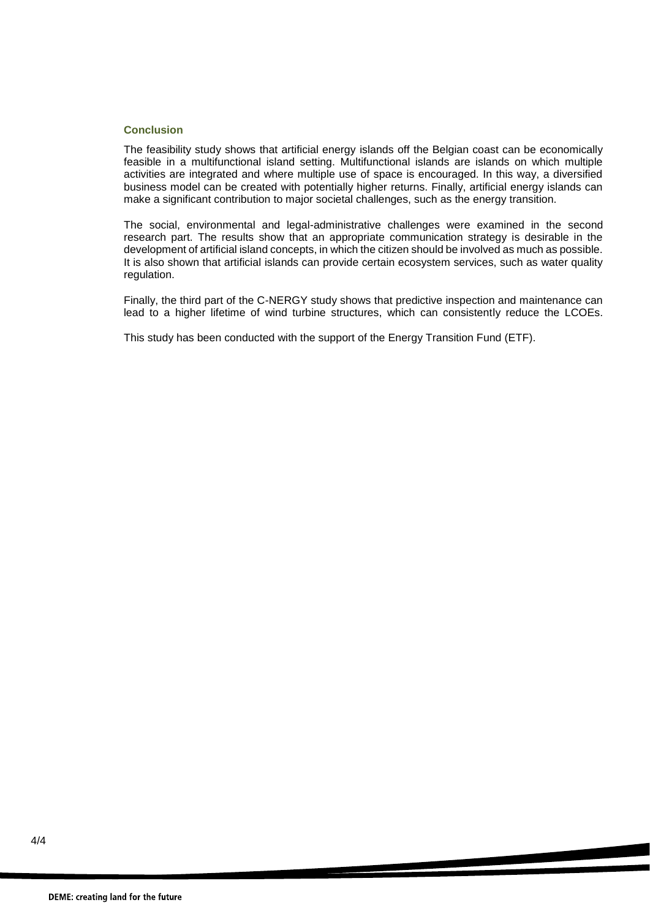## Conclusion

The feasibility study shows that artificial energy islands off the Belgian coast can be economically feasible in a multifunctional island setting. Multifunctional islands are islands on which multiple activities are integrated and where multiple use of space is encouraged. In this way, a diversified business model can be created with potentially higher returns. Finally, artificial energy islands can make a significant contribution to major societal challenges, such as the energy transition.

The social, environmental and legal-administrative challenges were examined in the second research part. The results show that an appropriate communication strategy is desirable in the development of artificial island concepts, in which the citizen should be involved as much as possible. It is also shown that artificial islands can provide certain ecosystem services, such as water quality regulation.

Finally, the third part of the C-NERGY study shows that predictive inspection and maintenance can lead to a higher lifetime of wind turbine structures, which can consistently reduce the LCOEs.

This study has been conducted with the support of the Energy Transition Fund (ETF).